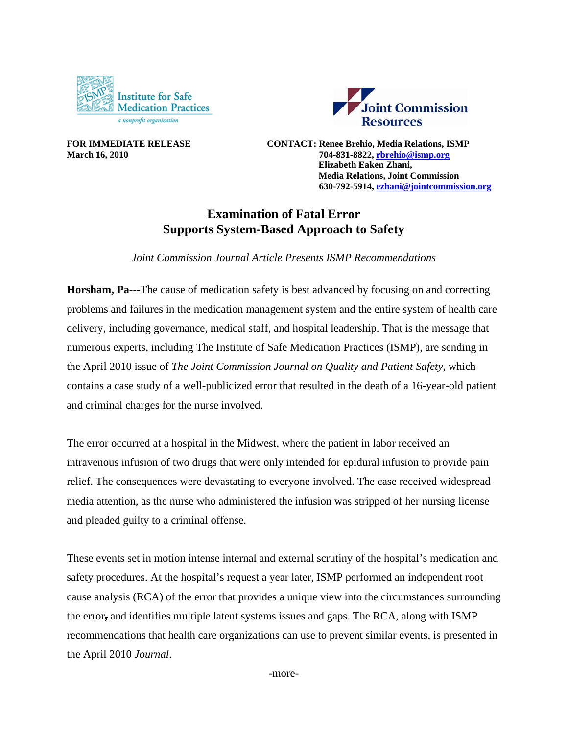Institute for Safe Medication Practices
*a nonprofit organization*

Joint Commission Resources

**FOR IMMEDIATE RELEASE**
**March 16, 2010**

**CONTACT: Renee Brehio, Media Relations, ISMP**
**704-831-8822, rbrehio@ismp.org**
**Elizabeth Eaken Zhani,**
**Media Relations, Joint Commission**
**630-792-5914, ezhani@jointcommission.org**

## Examination of Fatal Error
## Supports System-Based Approach to Safety

*Joint Commission Journal Article Presents ISMP Recommendations*

**Horsham, Pa---**The cause of medication safety is best advanced by focusing on and correcting problems and failures in the medication management system and the entire system of health care delivery, including governance, medical staff, and hospital leadership. That is the message that numerous experts, including The Institute of Safe Medication Practices (ISMP), are sending in the April 2010 issue of *The Joint Commission Journal on Quality and Patient Safety*, which contains a case study of a well-publicized error that resulted in the death of a 16-year-old patient and criminal charges for the nurse involved.

The error occurred at a hospital in the Midwest, where the patient in labor received an intravenous infusion of two drugs that were only intended for epidural infusion to provide pain relief. The consequences were devastating to everyone involved. The case received widespread media attention, as the nurse who administered the infusion was stripped of her nursing license and pleaded guilty to a criminal offense.

These events set in motion intense internal and external scrutiny of the hospital's medication and safety procedures. At the hospital's request a year later, ISMP performed an independent root cause analysis (RCA) of the error that provides a unique view into the circumstances surrounding the error, and identifies multiple latent systems issues and gaps. The RCA, along with ISMP recommendations that health care organizations can use to prevent similar events, is presented in the April 2010 *Journal*.

-more-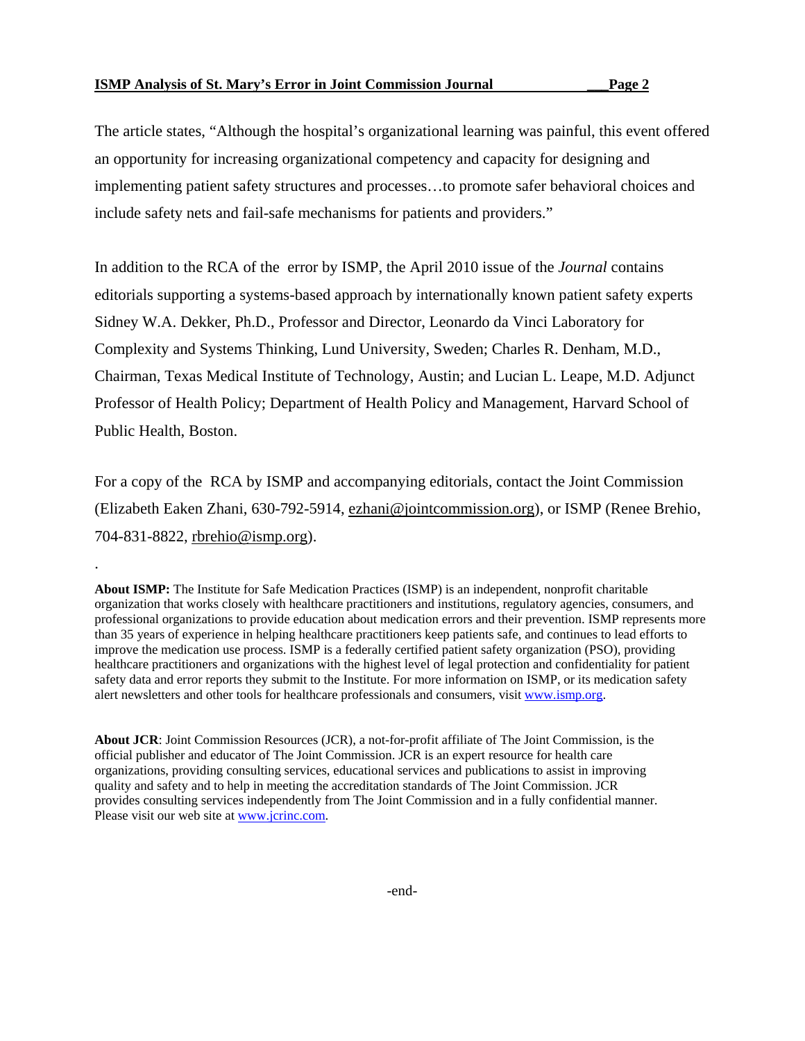The article states, "Although the hospital's organizational learning was painful, this event offered an opportunity for increasing organizational competency and capacity for designing and implementing patient safety structures and processes…to promote safer behavioral choices and include safety nets and fail-safe mechanisms for patients and providers."

In addition to the RCA of the error by ISMP, the April 2010 issue of the *Journal* contains editorials supporting a systems-based approach by internationally known patient safety experts Sidney W.A. Dekker, Ph.D., Professor and Director, Leonardo da Vinci Laboratory for Complexity and Systems Thinking, Lund University, Sweden; Charles R. Denham, M.D., Chairman, Texas Medical Institute of Technology, Austin; and Lucian L. Leape, M.D. Adjunct Professor of Health Policy; Department of Health Policy and Management, Harvard School of Public Health, Boston.

For a copy of the RCA by ISMP and accompanying editorials, contact the Joint Commission (Elizabeth Eaken Zhani, 630-792-5914, ezhani@jointcommission.org), or ISMP (Renee Brehio, 704-831-8822, rbrehio@ismp.org).

.

**About ISMP:** The Institute for Safe Medication Practices (ISMP) is an independent, nonprofit charitable organization that works closely with healthcare practitioners and institutions, regulatory agencies, consumers, and professional organizations to provide education about medication errors and their prevention. ISMP represents more than 35 years of experience in helping healthcare practitioners keep patients safe, and continues to lead efforts to improve the medication use process. ISMP is a federally certified patient safety organization (PSO), providing healthcare practitioners and organizations with the highest level of legal protection and confidentiality for patient safety data and error reports they submit to the Institute. For more information on ISMP, or its medication safety alert newsletters and other tools for healthcare professionals and consumers, visit www.ismp.org.

**About JCR**: Joint Commission Resources (JCR), a not-for-profit affiliate of The Joint Commission, is the official publisher and educator of The Joint Commission. JCR is an expert resource for health care organizations, providing consulting services, educational services and publications to assist in improving quality and safety and to help in meeting the accreditation standards of The Joint Commission. JCR provides consulting services independently from The Joint Commission and in a fully confidential manner. Please visit our web site at www.jcrinc.com.

-end-